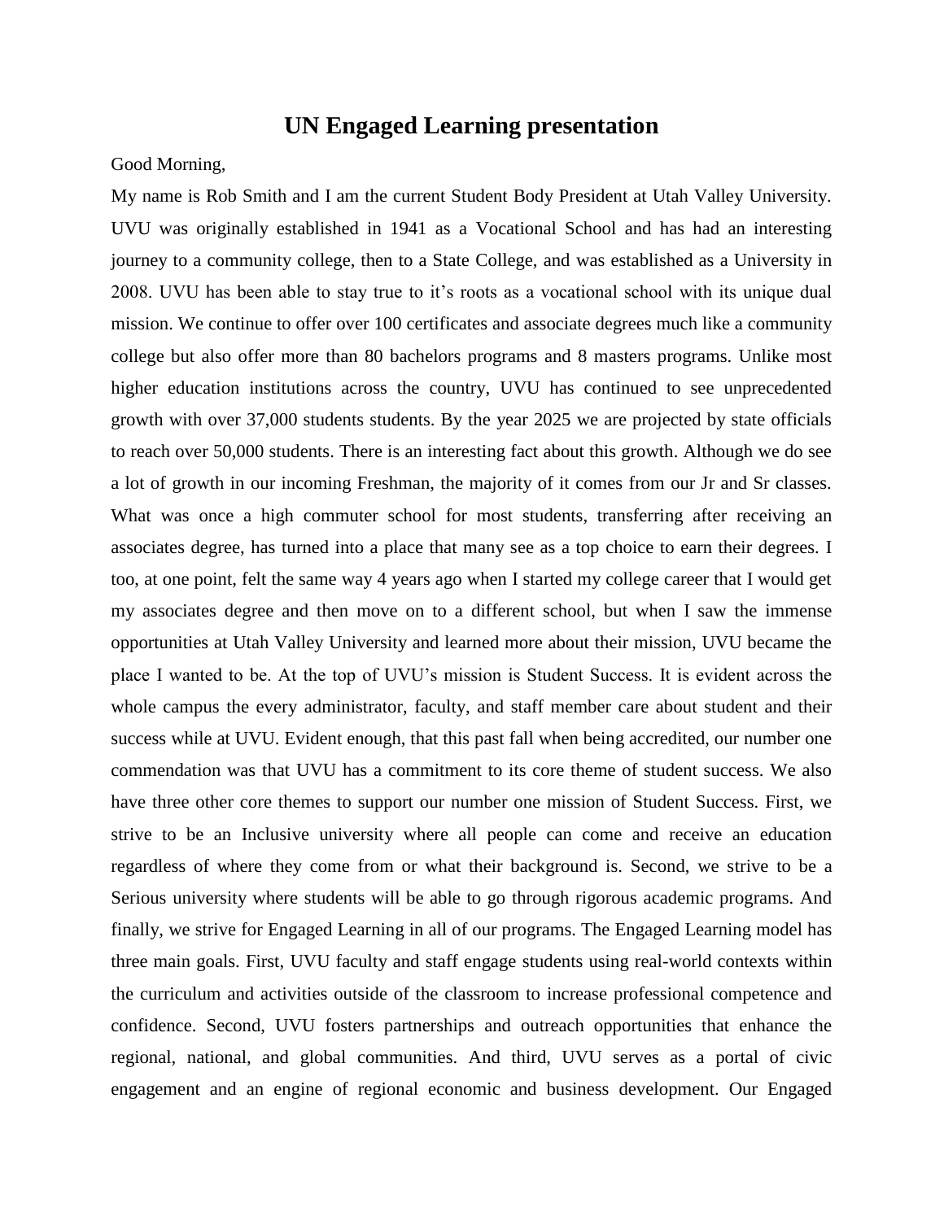# UN Engaged Learning presentation

Good Morning,

My name is Rob Smith and I am the current Student Body President at Utah Valley University. UVU was originally established in 1941 as a Vocational School and has had an interesting journey to a community college, then to a State College, and was established as a University in 2008. UVU has been able to stay true to it's roots as a vocational school with its unique dual mission. We continue to offer over 100 certificates and associate degrees much like a community college but also offer more than 80 bachelors programs and 8 masters programs. Unlike most higher education institutions across the country, UVU has continued to see unprecedented growth with over 37,000 students students. By the year 2025 we are projected by state officials to reach over 50,000 students. There is an interesting fact about this growth. Although we do see a lot of growth in our incoming Freshman, the majority of it comes from our Jr and Sr classes. What was once a high commuter school for most students, transferring after receiving an associates degree, has turned into a place that many see as a top choice to earn their degrees. I too, at one point, felt the same way 4 years ago when I started my college career that I would get my associates degree and then move on to a different school, but when I saw the immense opportunities at Utah Valley University and learned more about their mission, UVU became the place I wanted to be. At the top of UVU's mission is Student Success. It is evident across the whole campus the every administrator, faculty, and staff member care about student and their success while at UVU. Evident enough, that this past fall when being accredited, our number one commendation was that UVU has a commitment to its core theme of student success. We also have three other core themes to support our number one mission of Student Success. First, we strive to be an Inclusive university where all people can come and receive an education regardless of where they come from or what their background is. Second, we strive to be a Serious university where students will be able to go through rigorous academic programs. And finally, we strive for Engaged Learning in all of our programs. The Engaged Learning model has three main goals. First, UVU faculty and staff engage students using real-world contexts within the curriculum and activities outside of the classroom to increase professional competence and confidence. Second, UVU fosters partnerships and outreach opportunities that enhance the regional, national, and global communities. And third, UVU serves as a portal of civic engagement and an engine of regional economic and business development. Our Engaged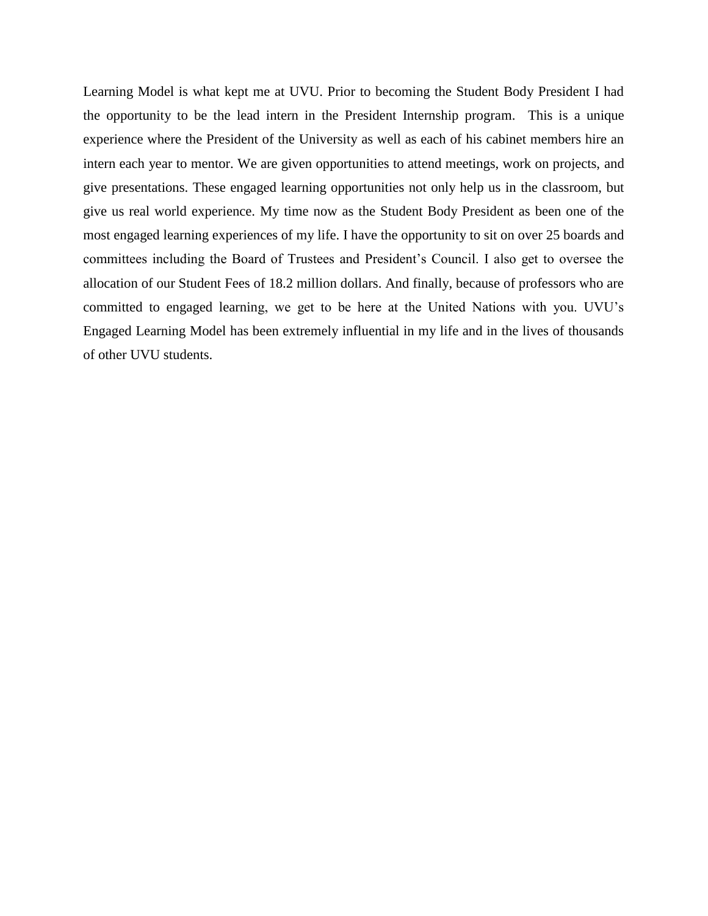Learning Model is what kept me at UVU. Prior to becoming the Student Body President I had the opportunity to be the lead intern in the President Internship program. This is a unique experience where the President of the University as well as each of his cabinet members hire an intern each year to mentor. We are given opportunities to attend meetings, work on projects, and give presentations. These engaged learning opportunities not only help us in the classroom, but give us real world experience. My time now as the Student Body President as been one of the most engaged learning experiences of my life. I have the opportunity to sit on over 25 boards and committees including the Board of Trustees and President's Council. I also get to oversee the allocation of our Student Fees of 18.2 million dollars. And finally, because of professors who are committed to engaged learning, we get to be here at the United Nations with you. UVU's Engaged Learning Model has been extremely influential in my life and in the lives of thousands of other UVU students.